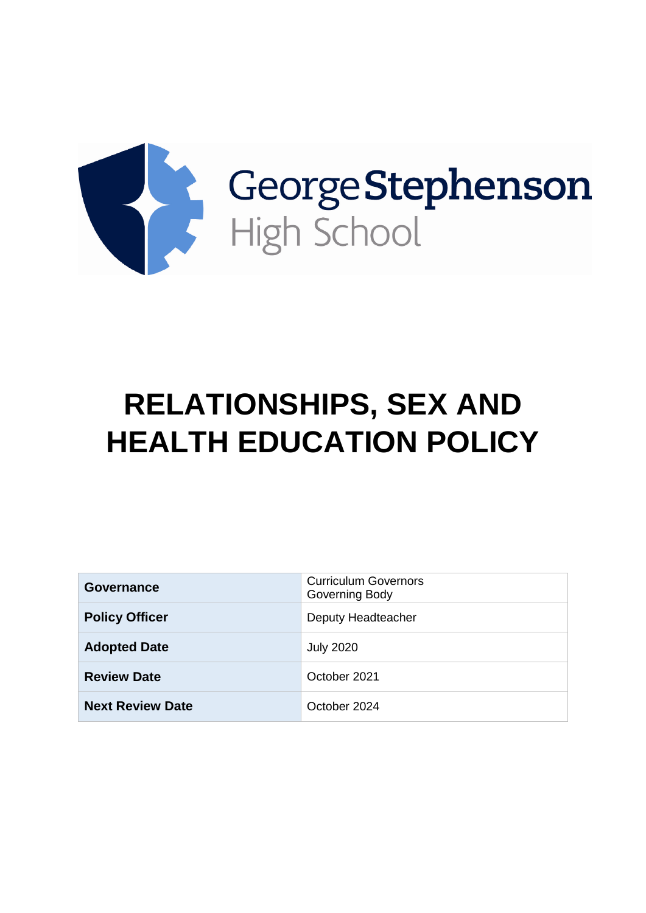George Stephenson High School

# RELATIONSHIPS, SEX AND HEALTH EDUCATION POLICY

| | |
|---|---|
| **Governance** | Curriculum Governors<br>Governing Body |
| **Policy Officer** | Deputy Headteacher |
| **Adopted Date** | July 2020 |
| **Review Date** | October 2021 |
| **Next Review Date** | October 2024 |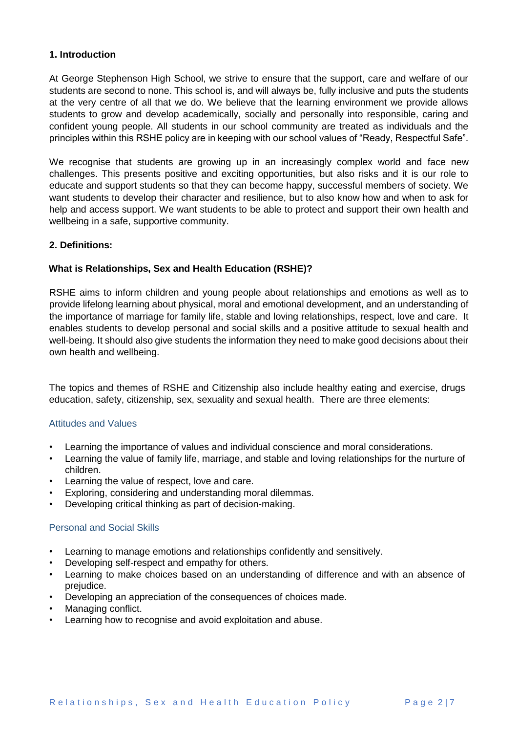## 1. Introduction

At George Stephenson High School, we strive to ensure that the support, care and welfare of our students are second to none. This school is, and will always be, fully inclusive and puts the students at the very centre of all that we do. We believe that the learning environment we provide allows students to grow and develop academically, socially and personally into responsible, caring and confident young people. All students in our school community are treated as individuals and the principles within this RSHE policy are in keeping with our school values of "Ready, Respectful Safe".

We recognise that students are growing up in an increasingly complex world and face new challenges. This presents positive and exciting opportunities, but also risks and it is our role to educate and support students so that they can become happy, successful members of society. We want students to develop their character and resilience, but to also know how and when to ask for help and access support. We want students to be able to protect and support their own health and wellbeing in a safe, supportive community.

## 2. Definitions:

### What is Relationships, Sex and Health Education (RSHE)?

RSHE aims to inform children and young people about relationships and emotions as well as to provide lifelong learning about physical, moral and emotional development, and an understanding of the importance of marriage for family life, stable and loving relationships, respect, love and care. It enables students to develop personal and social skills and a positive attitude to sexual health and well-being. It should also give students the information they need to make good decisions about their own health and wellbeing.

The topics and themes of RSHE and Citizenship also include healthy eating and exercise, drugs education, safety, citizenship, sex, sexuality and sexual health. There are three elements:

#### Attitudes and Values

- Learning the importance of values and individual conscience and moral considerations.
- Learning the value of family life, marriage, and stable and loving relationships for the nurture of children.
- Learning the value of respect, love and care.
- Exploring, considering and understanding moral dilemmas.
- Developing critical thinking as part of decision-making.

#### Personal and Social Skills

- Learning to manage emotions and relationships confidently and sensitively.
- Developing self-respect and empathy for others.
- Learning to make choices based on an understanding of difference and with an absence of prejudice.
- Developing an appreciation of the consequences of choices made.
- Managing conflict.
- Learning how to recognise and avoid exploitation and abuse.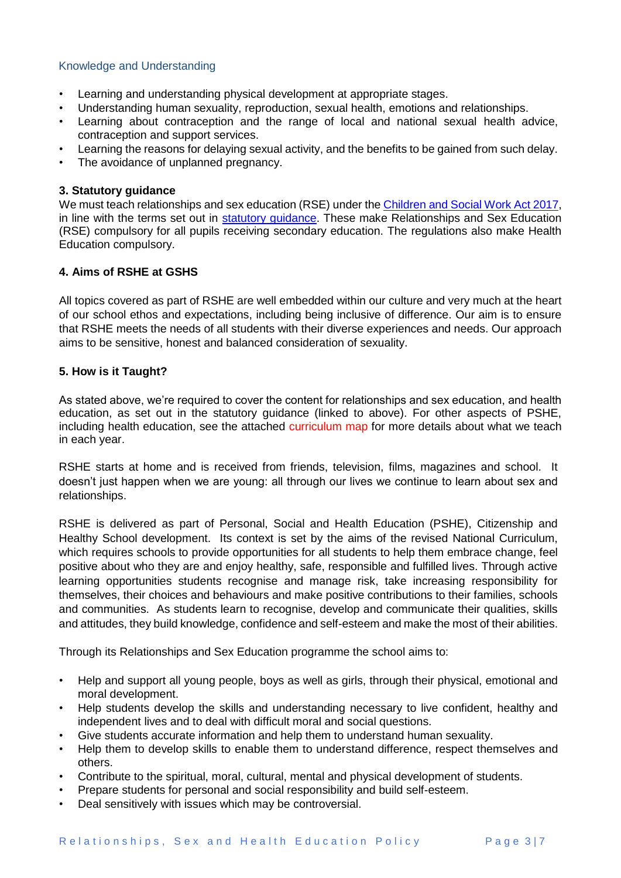### Knowledge and Understanding

- Learning and understanding physical development at appropriate stages.
- Understanding human sexuality, reproduction, sexual health, emotions and relationships.
- Learning about contraception and the range of local and national sexual health advice, contraception and support services.
- Learning the reasons for delaying sexual activity, and the benefits to be gained from such delay.
- The avoidance of unplanned pregnancy.

## 3. Statutory guidance

We must teach relationships and sex education (RSE) under the Children and Social Work Act 2017, in line with the terms set out in statutory guidance. These make Relationships and Sex Education (RSE) compulsory for all pupils receiving secondary education. The regulations also make Health Education compulsory.

## 4. Aims of RSHE at GSHS

All topics covered as part of RSHE are well embedded within our culture and very much at the heart of our school ethos and expectations, including being inclusive of difference. Our aim is to ensure that RSHE meets the needs of all students with their diverse experiences and needs. Our approach aims to be sensitive, honest and balanced consideration of sexuality.

## 5. How is it Taught?

As stated above, we're required to cover the content for relationships and sex education, and health education, as set out in the statutory guidance (linked to above). For other aspects of PSHE, including health education, see the attached curriculum map for more details about what we teach in each year.

RSHE starts at home and is received from friends, television, films, magazines and school. It doesn't just happen when we are young: all through our lives we continue to learn about sex and relationships.

RSHE is delivered as part of Personal, Social and Health Education (PSHE), Citizenship and Healthy School development. Its context is set by the aims of the revised National Curriculum, which requires schools to provide opportunities for all students to help them embrace change, feel positive about who they are and enjoy healthy, safe, responsible and fulfilled lives. Through active learning opportunities students recognise and manage risk, take increasing responsibility for themselves, their choices and behaviours and make positive contributions to their families, schools and communities. As students learn to recognise, develop and communicate their qualities, skills and attitudes, they build knowledge, confidence and self-esteem and make the most of their abilities.

Through its Relationships and Sex Education programme the school aims to:

- Help and support all young people, boys as well as girls, through their physical, emotional and moral development.
- Help students develop the skills and understanding necessary to live confident, healthy and independent lives and to deal with difficult moral and social questions.
- Give students accurate information and help them to understand human sexuality.
- Help them to develop skills to enable them to understand difference, respect themselves and others.
- Contribute to the spiritual, moral, cultural, mental and physical development of students.
- Prepare students for personal and social responsibility and build self-esteem.
- Deal sensitively with issues which may be controversial.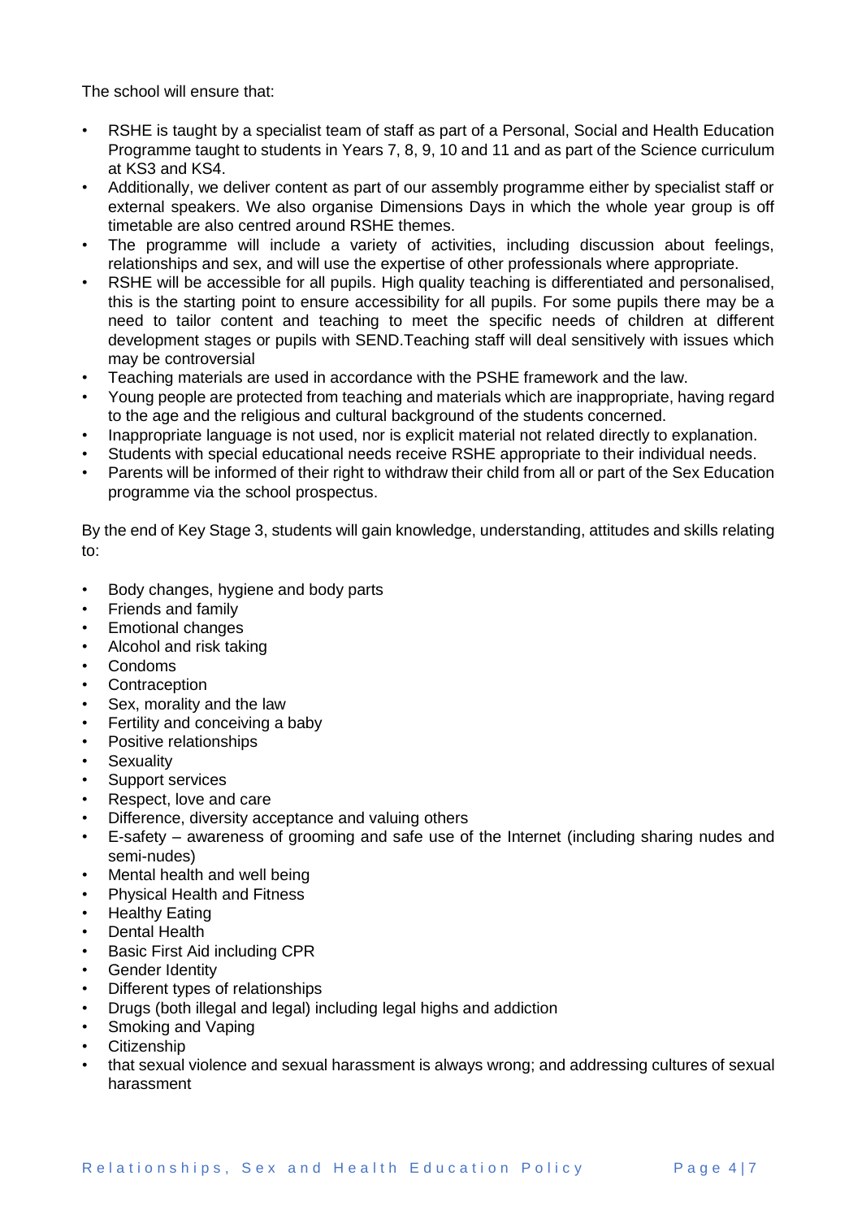The school will ensure that:

- RSHE is taught by a specialist team of staff as part of a Personal, Social and Health Education Programme taught to students in Years 7, 8, 9, 10 and 11 and as part of the Science curriculum at KS3 and KS4.
- Additionally, we deliver content as part of our assembly programme either by specialist staff or external speakers. We also organise Dimensions Days in which the whole year group is off timetable are also centred around RSHE themes.
- The programme will include a variety of activities, including discussion about feelings, relationships and sex, and will use the expertise of other professionals where appropriate.
- RSHE will be accessible for all pupils. High quality teaching is differentiated and personalised, this is the starting point to ensure accessibility for all pupils. For some pupils there may be a need to tailor content and teaching to meet the specific needs of children at different development stages or pupils with SEND.Teaching staff will deal sensitively with issues which may be controversial
- Teaching materials are used in accordance with the PSHE framework and the law.
- Young people are protected from teaching and materials which are inappropriate, having regard to the age and the religious and cultural background of the students concerned.
- Inappropriate language is not used, nor is explicit material not related directly to explanation.
- Students with special educational needs receive RSHE appropriate to their individual needs.
- Parents will be informed of their right to withdraw their child from all or part of the Sex Education programme via the school prospectus.

By the end of Key Stage 3, students will gain knowledge, understanding, attitudes and skills relating to:

- Body changes, hygiene and body parts
- Friends and family
- Emotional changes
- Alcohol and risk taking
- Condoms
- Contraception
- Sex, morality and the law
- Fertility and conceiving a baby
- Positive relationships
- Sexuality
- Support services
- Respect, love and care
- Difference, diversity acceptance and valuing others
- E-safety – awareness of grooming and safe use of the Internet (including sharing nudes and semi-nudes)
- Mental health and well being
- Physical Health and Fitness
- Healthy Eating
- Dental Health
- Basic First Aid including CPR
- Gender Identity
- Different types of relationships
- Drugs (both illegal and legal) including legal highs and addiction
- Smoking and Vaping
- Citizenship
- that sexual violence and sexual harassment is always wrong; and addressing cultures of sexual harassment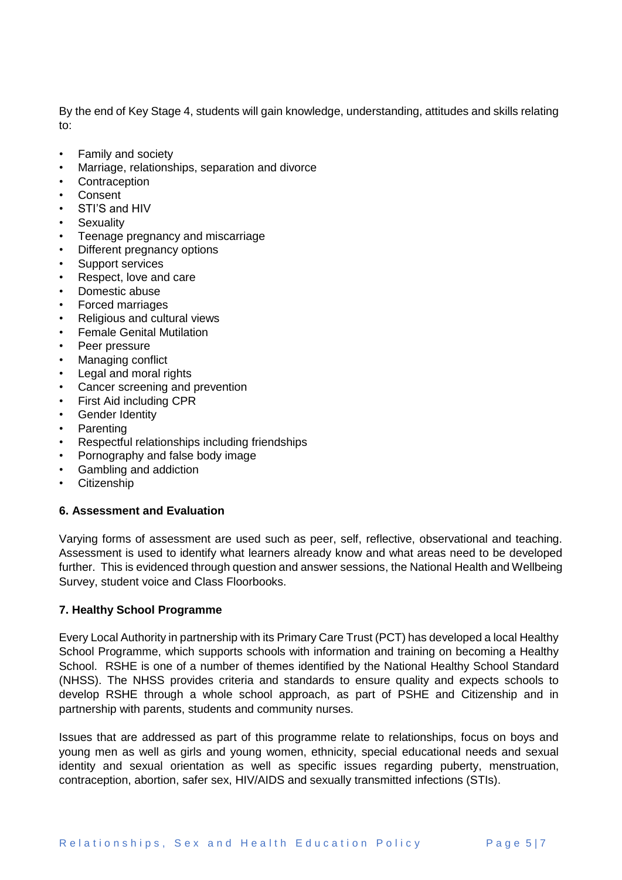By the end of Key Stage 4, students will gain knowledge, understanding, attitudes and skills relating to:

- Family and society
- Marriage, relationships, separation and divorce
- Contraception
- Consent
- STI'S and HIV
- Sexuality
- Teenage pregnancy and miscarriage
- Different pregnancy options
- Support services
- Respect, love and care
- Domestic abuse
- Forced marriages
- Religious and cultural views
- Female Genital Mutilation
- Peer pressure
- Managing conflict
- Legal and moral rights
- Cancer screening and prevention
- First Aid including CPR
- Gender Identity
- Parenting
- Respectful relationships including friendships
- Pornography and false body image
- Gambling and addiction
- Citizenship

## 6. Assessment and Evaluation

Varying forms of assessment are used such as peer, self, reflective, observational and teaching. Assessment is used to identify what learners already know and what areas need to be developed further. This is evidenced through question and answer sessions, the National Health and Wellbeing Survey, student voice and Class Floorbooks.

## 7. Healthy School Programme

Every Local Authority in partnership with its Primary Care Trust (PCT) has developed a local Healthy School Programme, which supports schools with information and training on becoming a Healthy School. RSHE is one of a number of themes identified by the National Healthy School Standard (NHSS). The NHSS provides criteria and standards to ensure quality and expects schools to develop RSHE through a whole school approach, as part of PSHE and Citizenship and in partnership with parents, students and community nurses.

Issues that are addressed as part of this programme relate to relationships, focus on boys and young men as well as girls and young women, ethnicity, special educational needs and sexual identity and sexual orientation as well as specific issues regarding puberty, menstruation, contraception, abortion, safer sex, HIV/AIDS and sexually transmitted infections (STIs).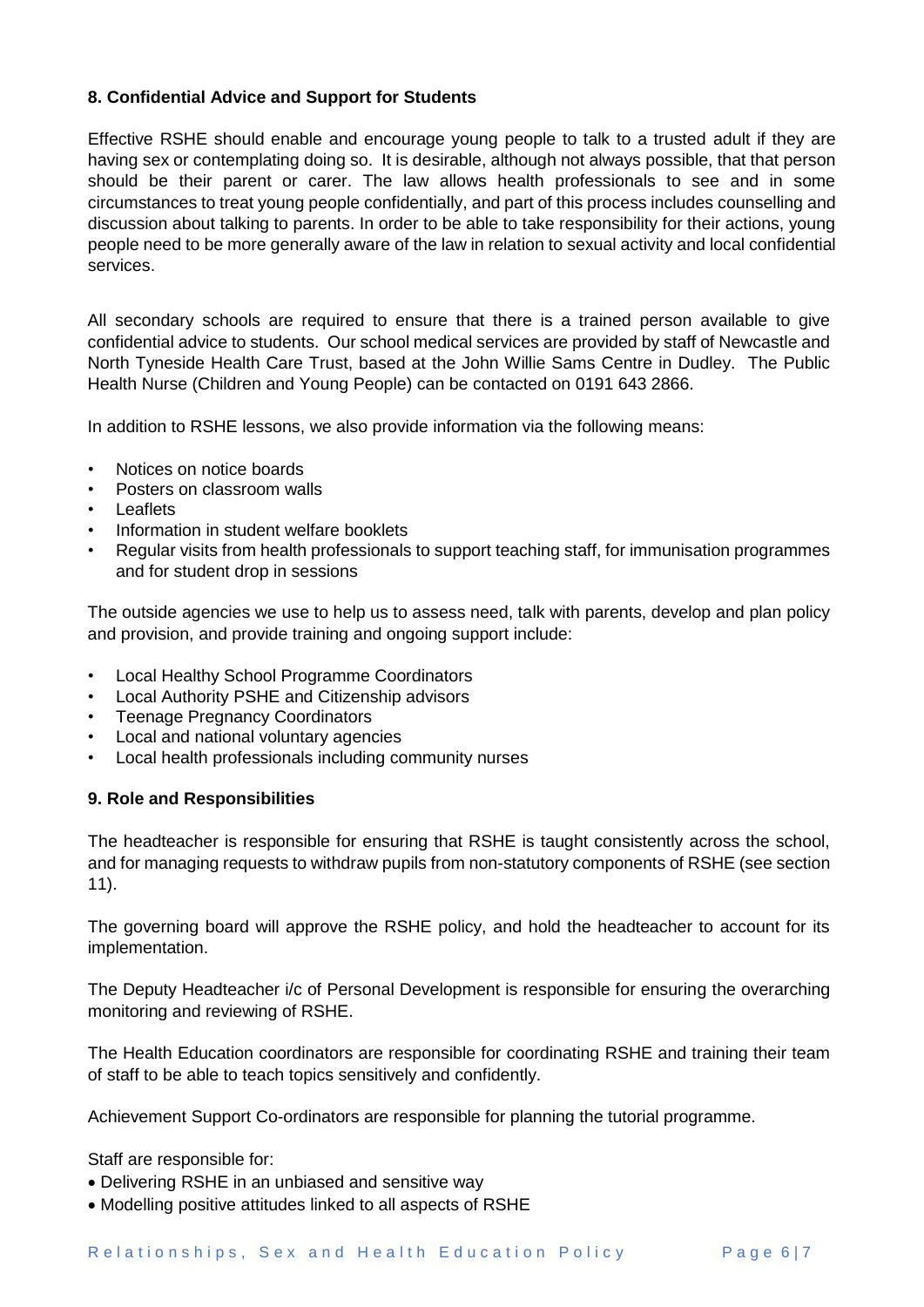## 8. Confidential Advice and Support for Students

Effective RSHE should enable and encourage young people to talk to a trusted adult if they are having sex or contemplating doing so. It is desirable, although not always possible, that that person should be their parent or carer. The law allows health professionals to see and in some circumstances to treat young people confidentially, and part of this process includes counselling and discussion about talking to parents. In order to be able to take responsibility for their actions, young people need to be more generally aware of the law in relation to sexual activity and local confidential services.

All secondary schools are required to ensure that there is a trained person available to give confidential advice to students. Our school medical services are provided by staff of Newcastle and North Tyneside Health Care Trust, based at the John Willie Sams Centre in Dudley. The Public Health Nurse (Children and Young People) can be contacted on 0191 643 2866.

In addition to RSHE lessons, we also provide information via the following means:

- Notices on notice boards
- Posters on classroom walls
- Leaflets
- Information in student welfare booklets
- Regular visits from health professionals to support teaching staff, for immunisation programmes and for student drop in sessions

The outside agencies we use to help us to assess need, talk with parents, develop and plan policy and provision, and provide training and ongoing support include:

- Local Healthy School Programme Coordinators
- Local Authority PSHE and Citizenship advisors
- Teenage Pregnancy Coordinators
- Local and national voluntary agencies
- Local health professionals including community nurses

## 9. Role and Responsibilities

The headteacher is responsible for ensuring that RSHE is taught consistently across the school, and for managing requests to withdraw pupils from non-statutory components of RSHE (see section 11).

The governing board will approve the RSHE policy, and hold the headteacher to account for its implementation.

The Deputy Headteacher i/c of Personal Development is responsible for ensuring the overarching monitoring and reviewing of RSHE.

The Health Education coordinators are responsible for coordinating RSHE and training their team of staff to be able to teach topics sensitively and confidently.

Achievement Support Co-ordinators are responsible for planning the tutorial programme.

Staff are responsible for:

- Delivering RSHE in an unbiased and sensitive way
- Modelling positive attitudes linked to all aspects of RSHE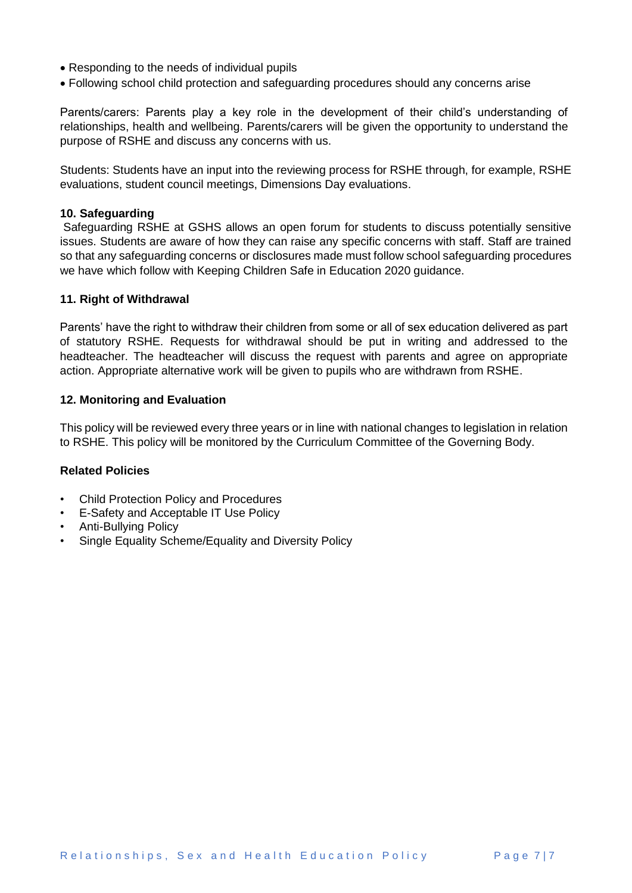- Responding to the needs of individual pupils
- Following school child protection and safeguarding procedures should any concerns arise

Parents/carers: Parents play a key role in the development of their child's understanding of relationships, health and wellbeing. Parents/carers will be given the opportunity to understand the purpose of RSHE and discuss any concerns with us.

Students: Students have an input into the reviewing process for RSHE through, for example, RSHE evaluations, student council meetings, Dimensions Day evaluations.

**10. Safeguarding**

Safeguarding RSHE at GSHS allows an open forum for students to discuss potentially sensitive issues. Students are aware of how they can raise any specific concerns with staff. Staff are trained so that any safeguarding concerns or disclosures made must follow school safeguarding procedures we have which follow with Keeping Children Safe in Education 2020 guidance.

**11. Right of Withdrawal**

Parents' have the right to withdraw their children from some or all of sex education delivered as part of statutory RSHE. Requests for withdrawal should be put in writing and addressed to the headteacher. The headteacher will discuss the request with parents and agree on appropriate action. Appropriate alternative work will be given to pupils who are withdrawn from RSHE.

**12. Monitoring and Evaluation**

This policy will be reviewed every three years or in line with national changes to legislation in relation to RSHE. This policy will be monitored by the Curriculum Committee of the Governing Body.

**Related Policies**

- Child Protection Policy and Procedures
- E-Safety and Acceptable IT Use Policy
- Anti-Bullying Policy
- Single Equality Scheme/Equality and Diversity Policy